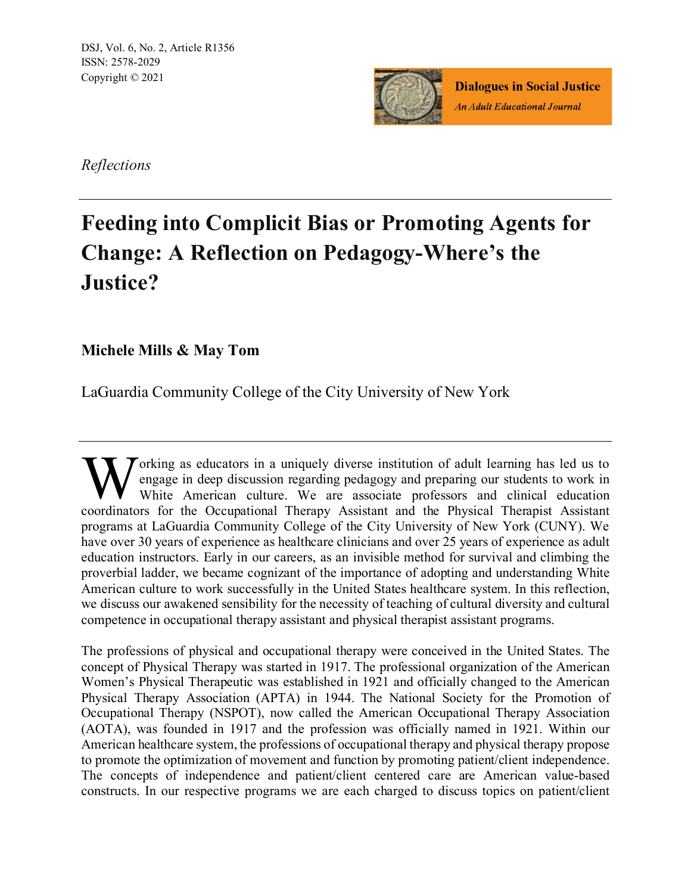DSJ, Vol. 6, No. 2, Article R1356
ISSN: 2578-2029
Copyright © 2021

**Dialogues in Social Justice**
*An Adult Educational Journal*

*Reflections*

# Feeding into Complicit Bias or Promoting Agents for Change: A Reflection on Pedagogy-Where's the Justice?

**Michele Mills & May Tom**

LaGuardia Community College of the City University of New York

Working as educators in a uniquely diverse institution of adult learning has led us to engage in deep discussion regarding pedagogy and preparing our students to work in White American culture. We are associate professors and clinical education coordinators for the Occupational Therapy Assistant and the Physical Therapist Assistant programs at LaGuardia Community College of the City University of New York (CUNY). We have over 30 years of experience as healthcare clinicians and over 25 years of experience as adult education instructors. Early in our careers, as an invisible method for survival and climbing the proverbial ladder, we became cognizant of the importance of adopting and understanding White American culture to work successfully in the United States healthcare system. In this reflection, we discuss our awakened sensibility for the necessity of teaching of cultural diversity and cultural competence in occupational therapy assistant and physical therapist assistant programs.

The professions of physical and occupational therapy were conceived in the United States. The concept of Physical Therapy was started in 1917. The professional organization of the American Women's Physical Therapeutic was established in 1921 and officially changed to the American Physical Therapy Association (APTA) in 1944. The National Society for the Promotion of Occupational Therapy (NSPOT), now called the American Occupational Therapy Association (AOTA), was founded in 1917 and the profession was officially named in 1921. Within our American healthcare system, the professions of occupational therapy and physical therapy propose to promote the optimization of movement and function by promoting patient/client independence. The concepts of independence and patient/client centered care are American value-based constructs. In our respective programs we are each charged to discuss topics on patient/client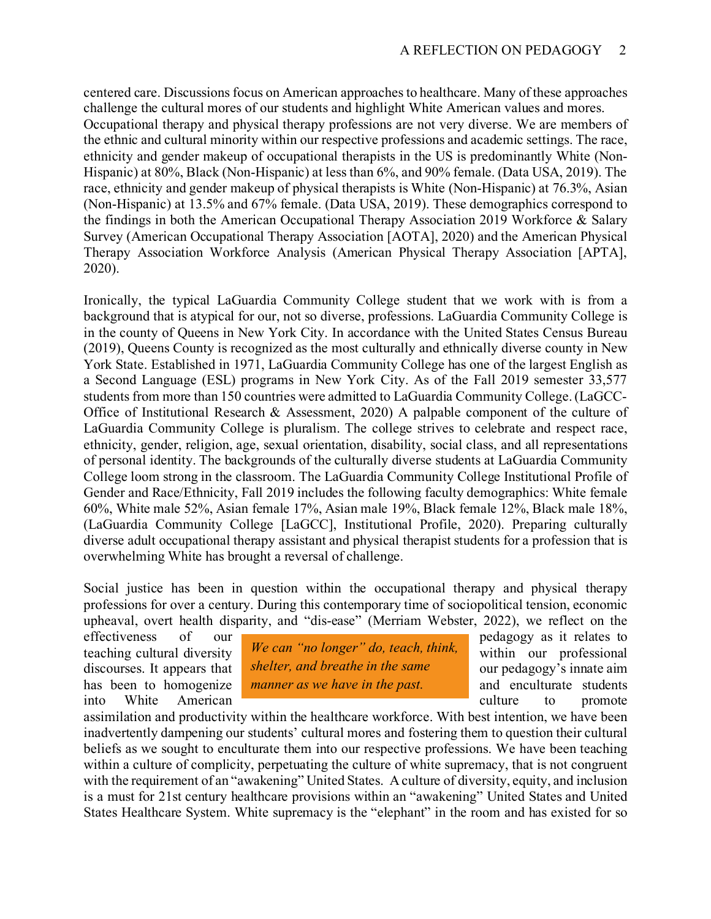centered care. Discussions focus on American approaches to healthcare. Many of these approaches challenge the cultural mores of our students and highlight White American values and mores. Occupational therapy and physical therapy professions are not very diverse. We are members of the ethnic and cultural minority within our respective professions and academic settings. The race, ethnicity and gender makeup of occupational therapists in the US is predominantly White (Non-Hispanic) at 80%, Black (Non-Hispanic) at less than 6%, and 90% female. (Data USA, 2019). The race, ethnicity and gender makeup of physical therapists is White (Non-Hispanic) at 76.3%, Asian (Non-Hispanic) at 13.5% and 67% female. (Data USA, 2019). These demographics correspond to the findings in both the American Occupational Therapy Association 2019 Workforce & Salary Survey (American Occupational Therapy Association [AOTA], 2020) and the American Physical Therapy Association Workforce Analysis (American Physical Therapy Association [APTA], 2020).

Ironically, the typical LaGuardia Community College student that we work with is from a background that is atypical for our, not so diverse, professions. LaGuardia Community College is in the county of Queens in New York City. In accordance with the United States Census Bureau (2019), Queens County is recognized as the most culturally and ethnically diverse county in New York State. Established in 1971, LaGuardia Community College has one of the largest English as a Second Language (ESL) programs in New York City. As of the Fall 2019 semester 33,577 students from more than 150 countries were admitted to LaGuardia Community College. (LaGCC-Office of Institutional Research & Assessment, 2020) A palpable component of the culture of LaGuardia Community College is pluralism. The college strives to celebrate and respect race, ethnicity, gender, religion, age, sexual orientation, disability, social class, and all representations of personal identity. The backgrounds of the culturally diverse students at LaGuardia Community College loom strong in the classroom. The LaGuardia Community College Institutional Profile of Gender and Race/Ethnicity, Fall 2019 includes the following faculty demographics: White female 60%, White male 52%, Asian female 17%, Asian male 19%, Black female 12%, Black male 18%, (LaGuardia Community College [LaGCC], Institutional Profile, 2020). Preparing culturally diverse adult occupational therapy assistant and physical therapist students for a profession that is overwhelming White has brought a reversal of challenge.

Social justice has been in question within the occupational therapy and physical therapy professions for over a century. During this contemporary time of sociopolitical tension, economic upheaval, overt health disparity, and "dis-ease" (Merriam Webster, 2022), we reflect on the effectiveness of our pedagogy as it relates to teaching cultural diversity within our professional discourses. It appears that our pedagogy's innate aim has been to homogenize and enculturate students into White American culture to promote assimilation and productivity within the healthcare workforce. With best intention, we have been inadvertently dampening our students' cultural mores and fostering them to question their cultural beliefs as we sought to enculturate them into our respective professions. We have been teaching within a culture of complicity, perpetuating the culture of white supremacy, that is not congruent with the requirement of an "awakening" United States. A culture of diversity, equity, and inclusion is a must for 21st century healthcare provisions within an "awakening" United States and United States Healthcare System. White supremacy is the "elephant" in the room and has existed for so

> *We can "no longer" do, teach, think, shelter, and breathe in the same manner as we have in the past.*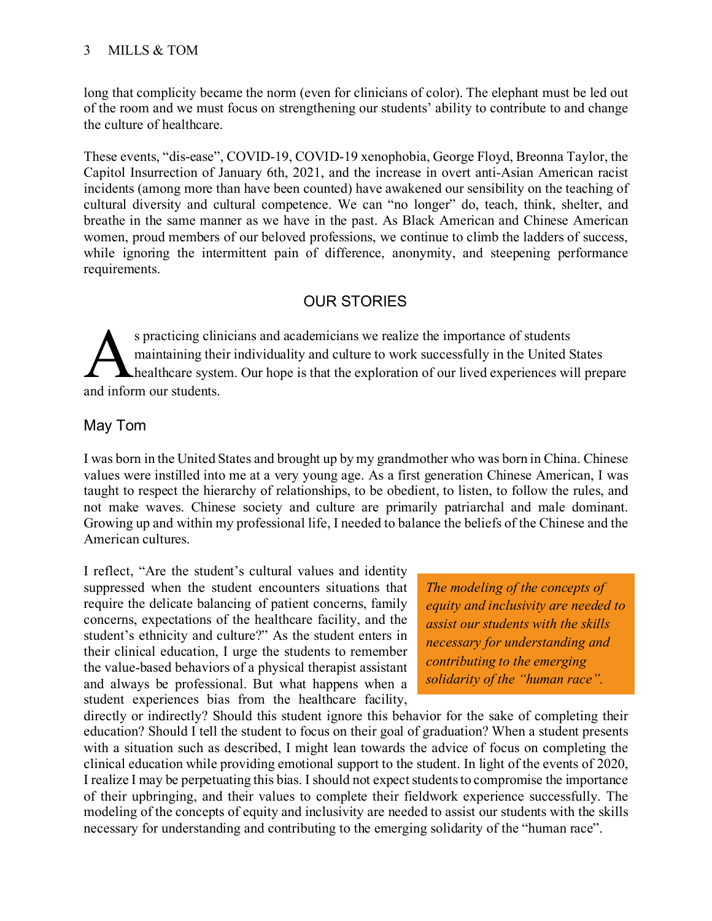long that complicity became the norm (even for clinicians of color). The elephant must be led out of the room and we must focus on strengthening our students' ability to contribute to and change the culture of healthcare.

These events, "dis-ease", COVID-19, COVID-19 xenophobia, George Floyd, Breonna Taylor, the Capitol Insurrection of January 6th, 2021, and the increase in overt anti-Asian American racist incidents (among more than have been counted) have awakened our sensibility on the teaching of cultural diversity and cultural competence. We can "no longer" do, teach, think, shelter, and breathe in the same manner as we have in the past. As Black American and Chinese American women, proud members of our beloved professions, we continue to climb the ladders of success, while ignoring the intermittent pain of difference, anonymity, and steepening performance requirements.

## OUR STORIES

As practicing clinicians and academicians we realize the importance of students maintaining their individuality and culture to work successfully in the United States healthcare system. Our hope is that the exploration of our lived experiences will prepare and inform our students.

### May Tom

I was born in the United States and brought up by my grandmother who was born in China. Chinese values were instilled into me at a very young age. As a first generation Chinese American, I was taught to respect the hierarchy of relationships, to be obedient, to listen, to follow the rules, and not make waves. Chinese society and culture are primarily patriarchal and male dominant. Growing up and within my professional life, I needed to balance the beliefs of the Chinese and the American cultures.

I reflect, "Are the student's cultural values and identity suppressed when the student encounters situations that require the delicate balancing of patient concerns, family concerns, expectations of the healthcare facility, and the student's ethnicity and culture?" As the student enters in their clinical education, I urge the students to remember the value-based behaviors of a physical therapist assistant and always be professional. But what happens when a student experiences bias from the healthcare facility, directly or indirectly? Should this student ignore this behavior for the sake of completing their education? Should I tell the student to focus on their goal of graduation? When a student presents with a situation such as described, I might lean towards the advice of focus on completing the clinical education while providing emotional support to the student. In light of the events of 2020, I realize I may be perpetuating this bias. I should not expect students to compromise the importance of their upbringing, and their values to complete their fieldwork experience successfully. The modeling of the concepts of equity and inclusivity are needed to assist our students with the skills necessary for understanding and contributing to the emerging solidarity of the "human race".

> *The modeling of the concepts of equity and inclusivity are needed to assist our students with the skills necessary for understanding and contributing to the emerging solidarity of the "human race".*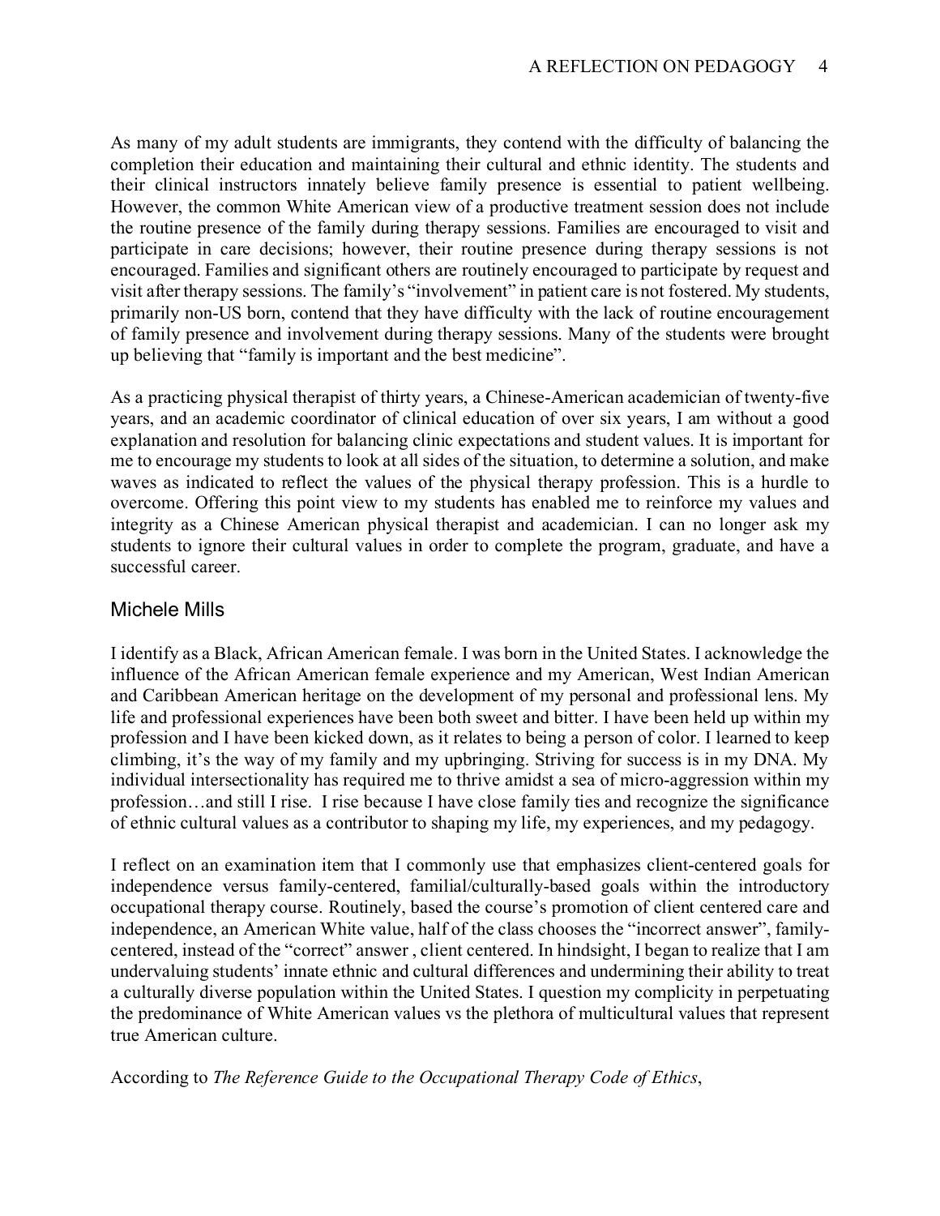As many of my adult students are immigrants, they contend with the difficulty of balancing the completion their education and maintaining their cultural and ethnic identity. The students and their clinical instructors innately believe family presence is essential to patient wellbeing. However, the common White American view of a productive treatment session does not include the routine presence of the family during therapy sessions. Families are encouraged to visit and participate in care decisions; however, their routine presence during therapy sessions is not encouraged. Families and significant others are routinely encouraged to participate by request and visit after therapy sessions. The family's "involvement" in patient care is not fostered. My students, primarily non-US born, contend that they have difficulty with the lack of routine encouragement of family presence and involvement during therapy sessions. Many of the students were brought up believing that "family is important and the best medicine".

As a practicing physical therapist of thirty years, a Chinese-American academician of twenty-five years, and an academic coordinator of clinical education of over six years, I am without a good explanation and resolution for balancing clinic expectations and student values. It is important for me to encourage my students to look at all sides of the situation, to determine a solution, and make waves as indicated to reflect the values of the physical therapy profession. This is a hurdle to overcome. Offering this point view to my students has enabled me to reinforce my values and integrity as a Chinese American physical therapist and academician. I can no longer ask my students to ignore their cultural values in order to complete the program, graduate, and have a successful career.

## Michele Mills

I identify as a Black, African American female. I was born in the United States. I acknowledge the influence of the African American female experience and my American, West Indian American and Caribbean American heritage on the development of my personal and professional lens. My life and professional experiences have been both sweet and bitter. I have been held up within my profession and I have been kicked down, as it relates to being a person of color. I learned to keep climbing, it's the way of my family and my upbringing. Striving for success is in my DNA. My individual intersectionality has required me to thrive amidst a sea of micro-aggression within my profession…and still I rise. I rise because I have close family ties and recognize the significance of ethnic cultural values as a contributor to shaping my life, my experiences, and my pedagogy.

I reflect on an examination item that I commonly use that emphasizes client-centered goals for independence versus family-centered, familial/culturally-based goals within the introductory occupational therapy course. Routinely, based the course's promotion of client centered care and independence, an American White value, half of the class chooses the "incorrect answer", family-centered, instead of the "correct" answer , client centered. In hindsight, I began to realize that I am undervaluing students' innate ethnic and cultural differences and undermining their ability to treat a culturally diverse population within the United States. I question my complicity in perpetuating the predominance of White American values vs the plethora of multicultural values that represent true American culture.

According to *The Reference Guide to the Occupational Therapy Code of Ethics*,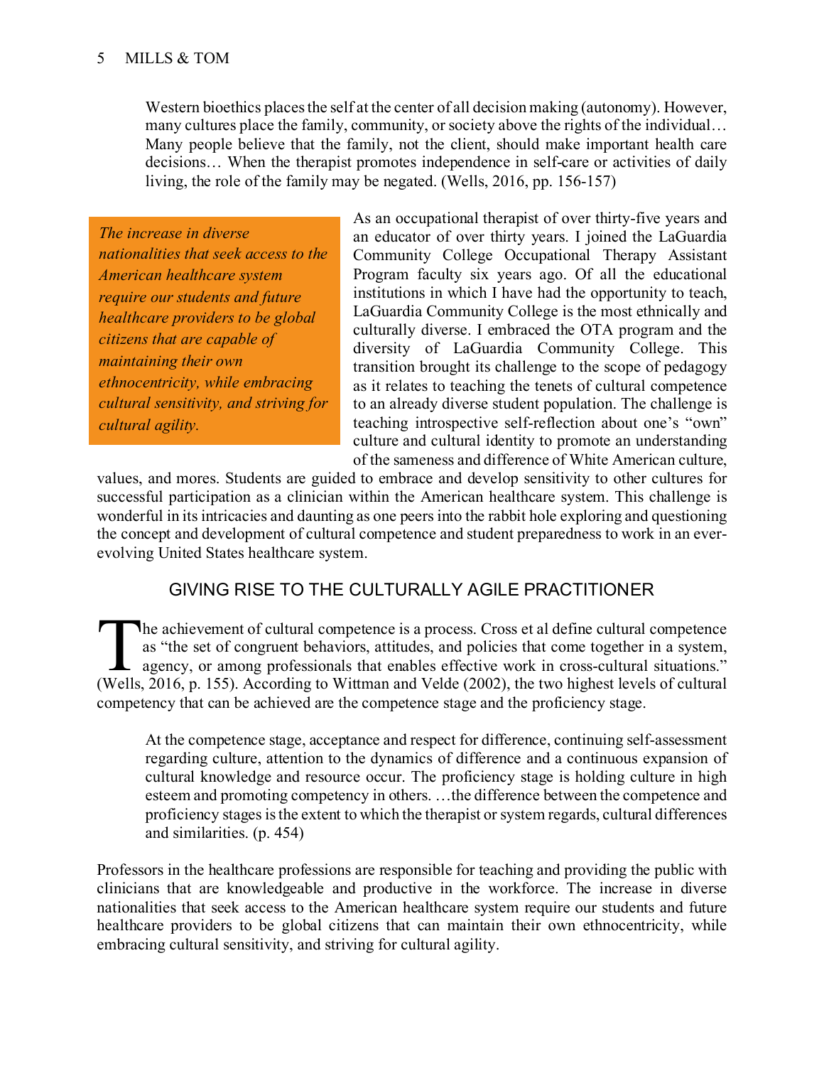> Western bioethics places the self at the center of all decision making (autonomy). However, many cultures place the family, community, or society above the rights of the individual… Many people believe that the family, not the client, should make important health care decisions… When the therapist promotes independence in self-care or activities of daily living, the role of the family may be negated. (Wells, 2016, pp. 156-157)

*The increase in diverse nationalities that seek access to the American healthcare system require our students and future healthcare providers to be global citizens that are capable of maintaining their own ethnocentricity, while embracing cultural sensitivity, and striving for cultural agility.*

As an occupational therapist of over thirty-five years and an educator of over thirty years. I joined the LaGuardia Community College Occupational Therapy Assistant Program faculty six years ago. Of all the educational institutions in which I have had the opportunity to teach, LaGuardia Community College is the most ethnically and culturally diverse. I embraced the OTA program and the diversity of LaGuardia Community College. This transition brought its challenge to the scope of pedagogy as it relates to teaching the tenets of cultural competence to an already diverse student population. The challenge is teaching introspective self-reflection about one's "own" culture and cultural identity to promote an understanding of the sameness and difference of White American culture, values, and mores. Students are guided to embrace and develop sensitivity to other cultures for successful participation as a clinician within the American healthcare system. This challenge is wonderful in its intricacies and daunting as one peers into the rabbit hole exploring and questioning the concept and development of cultural competence and student preparedness to work in an ever-evolving United States healthcare system.

## GIVING RISE TO THE CULTURALLY AGILE PRACTITIONER

The achievement of cultural competence is a process. Cross et al define cultural competence as "the set of congruent behaviors, attitudes, and policies that come together in a system, agency, or among professionals that enables effective work in cross-cultural situations." (Wells, 2016, p. 155). According to Wittman and Velde (2002), the two highest levels of cultural competency that can be achieved are the competence stage and the proficiency stage.

> At the competence stage, acceptance and respect for difference, continuing self-assessment regarding culture, attention to the dynamics of difference and a continuous expansion of cultural knowledge and resource occur. The proficiency stage is holding culture in high esteem and promoting competency in others. …the difference between the competence and proficiency stages is the extent to which the therapist or system regards, cultural differences and similarities. (p. 454)

Professors in the healthcare professions are responsible for teaching and providing the public with clinicians that are knowledgeable and productive in the workforce. The increase in diverse nationalities that seek access to the American healthcare system require our students and future healthcare providers to be global citizens that can maintain their own ethnocentricity, while embracing cultural sensitivity, and striving for cultural agility.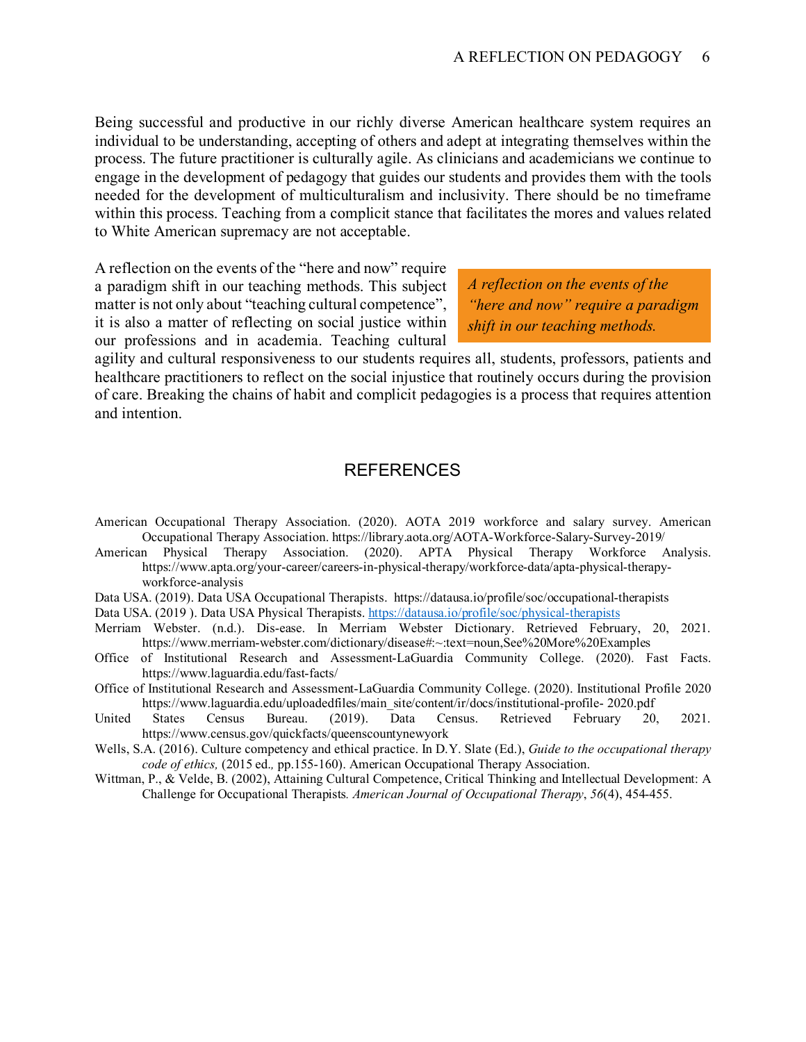Being successful and productive in our richly diverse American healthcare system requires an individual to be understanding, accepting of others and adept at integrating themselves within the process. The future practitioner is culturally agile. As clinicians and academicians we continue to engage in the development of pedagogy that guides our students and provides them with the tools needed for the development of multiculturalism and inclusivity. There should be no timeframe within this process. Teaching from a complicit stance that facilitates the mores and values related to White American supremacy are not acceptable.

A reflection on the events of the "here and now" require a paradigm shift in our teaching methods. This subject matter is not only about "teaching cultural competence", it is also a matter of reflecting on social justice within our professions and in academia. Teaching cultural agility and cultural responsiveness to our students requires all, students, professors, patients and healthcare practitioners to reflect on the social injustice that routinely occurs during the provision of care. Breaking the chains of habit and complicit pedagogies is a process that requires attention and intention.

> *A reflection on the events of the "here and now" require a paradigm shift in our teaching methods.*

## REFERENCES

American Occupational Therapy Association. (2020). AOTA 2019 workforce and salary survey. American Occupational Therapy Association. https://library.aota.org/AOTA-Workforce-Salary-Survey-2019/

American Physical Therapy Association. (2020). APTA Physical Therapy Workforce Analysis. https://www.apta.org/your-career/careers-in-physical-therapy/workforce-data/apta-physical-therapy-workforce-analysis

Data USA. (2019). Data USA Occupational Therapists. https://datausa.io/profile/soc/occupational-therapists

Data USA. (2019 ). Data USA Physical Therapists. https://datausa.io/profile/soc/physical-therapists

Merriam Webster. (n.d.). Dis-ease. In Merriam Webster Dictionary. Retrieved February, 20, 2021. https://www.merriam-webster.com/dictionary/disease#:~:text=noun,See%20More%20Examples

Office of Institutional Research and Assessment-LaGuardia Community College. (2020). Fast Facts. https://www.laguardia.edu/fast-facts/

Office of Institutional Research and Assessment-LaGuardia Community College. (2020). Institutional Profile 2020 https://www.laguardia.edu/uploadedfiles/main_site/content/ir/docs/institutional-profile- 2020.pdf

United States Census Bureau. (2019). Data Census. Retrieved February 20, 2021. https://www.census.gov/quickfacts/queenscountynewyork

Wells, S.A. (2016). Culture competency and ethical practice. In D.Y. Slate (Ed.), *Guide to the occupational therapy code of ethics,* (2015 ed.*,* pp.155-160). American Occupational Therapy Association.

Wittman, P., & Velde, B. (2002), Attaining Cultural Competence, Critical Thinking and Intellectual Development: A Challenge for Occupational Therapists*. American Journal of Occupational Therapy*, *56*(4), 454-455.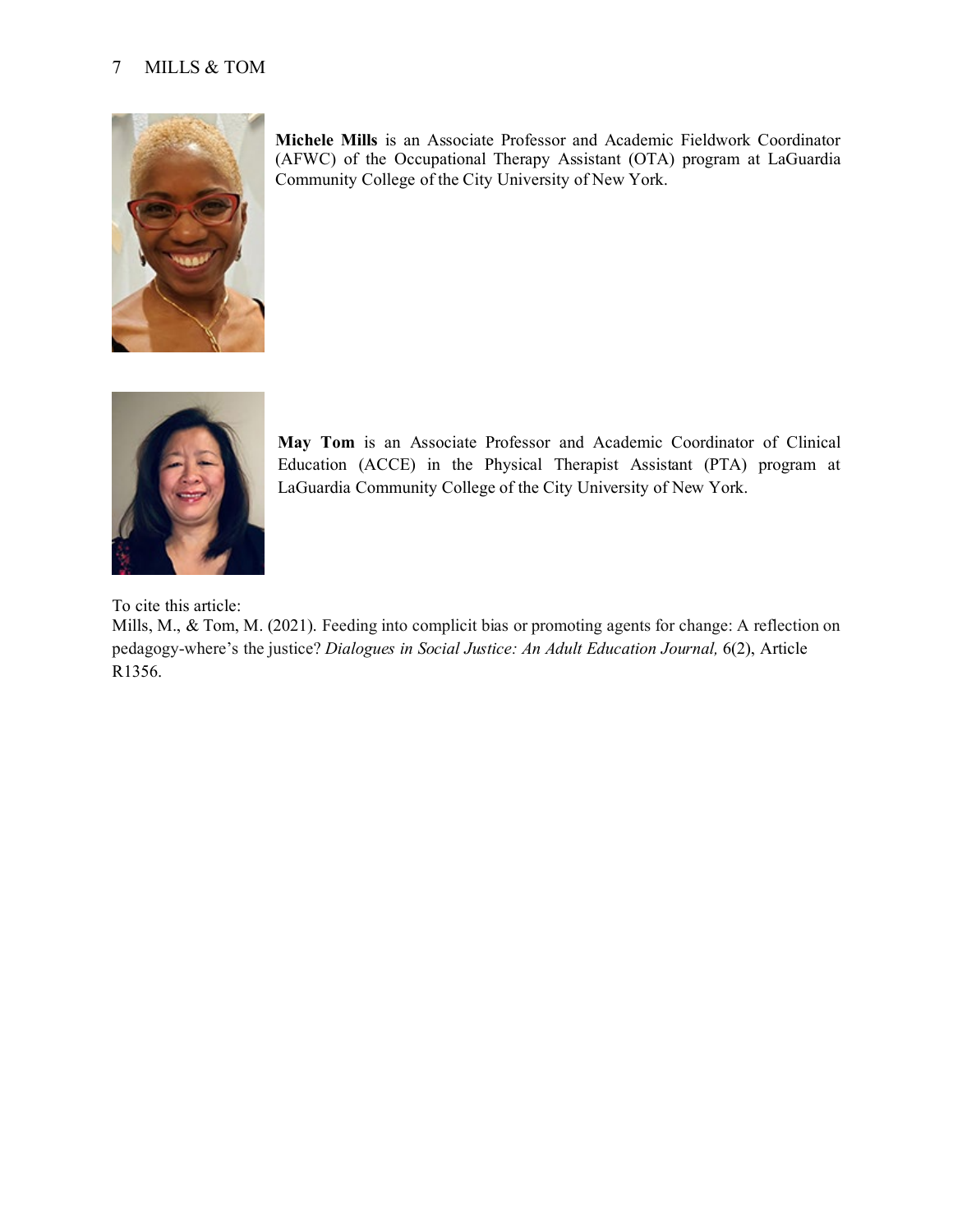**Michele Mills** is an Associate Professor and Academic Fieldwork Coordinator (AFWC) of the Occupational Therapy Assistant (OTA) program at LaGuardia Community College of the City University of New York.

**May Tom** is an Associate Professor and Academic Coordinator of Clinical Education (ACCE) in the Physical Therapist Assistant (PTA) program at LaGuardia Community College of the City University of New York.

To cite this article:
Mills, M., & Tom, M. (2021). Feeding into complicit bias or promoting agents for change: A reflection on pedagogy-where's the justice? *Dialogues in Social Justice: An Adult Education Journal,* 6(2), Article R1356.